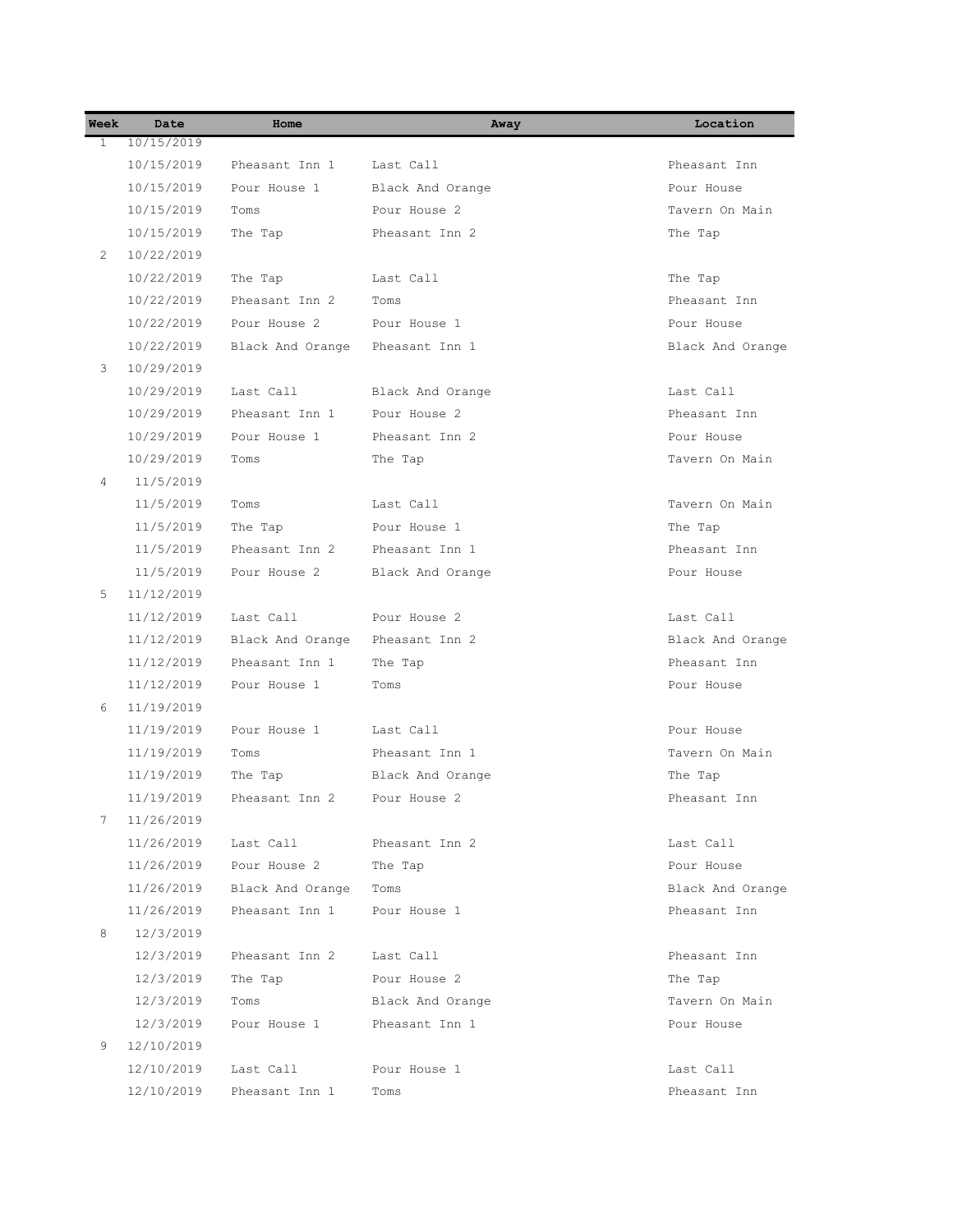| Week | Date | Home | Away | Location |
|---|---|---|---|---|
| 1 | 10/15/2019 | | | |
| | 10/15/2019 | Pheasant Inn 1 | Last Call | Pheasant Inn |
| | 10/15/2019 | Pour House 1 | Black And Orange | Pour House |
| | 10/15/2019 | Toms | Pour House 2 | Tavern On Main |
| | 10/15/2019 | The Tap | Pheasant Inn 2 | The Tap |
| 2 | 10/22/2019 | | | |
| | 10/22/2019 | The Tap | Last Call | The Tap |
| | 10/22/2019 | Pheasant Inn 2 | Toms | Pheasant Inn |
| | 10/22/2019 | Pour House 2 | Pour House 1 | Pour House |
| | 10/22/2019 | Black And Orange | Pheasant Inn 1 | Black And Orange |
| 3 | 10/29/2019 | | | |
| | 10/29/2019 | Last Call | Black And Orange | Last Call |
| | 10/29/2019 | Pheasant Inn 1 | Pour House 2 | Pheasant Inn |
| | 10/29/2019 | Pour House 1 | Pheasant Inn 2 | Pour House |
| | 10/29/2019 | Toms | The Tap | Tavern On Main |
| 4 | 11/5/2019 | | | |
| | 11/5/2019 | Toms | Last Call | Tavern On Main |
| | 11/5/2019 | The Tap | Pour House 1 | The Tap |
| | 11/5/2019 | Pheasant Inn 2 | Pheasant Inn 1 | Pheasant Inn |
| | 11/5/2019 | Pour House 2 | Black And Orange | Pour House |
| 5 | 11/12/2019 | | | |
| | 11/12/2019 | Last Call | Pour House 2 | Last Call |
| | 11/12/2019 | Black And Orange | Pheasant Inn 2 | Black And Orange |
| | 11/12/2019 | Pheasant Inn 1 | The Tap | Pheasant Inn |
| | 11/12/2019 | Pour House 1 | Toms | Pour House |
| 6 | 11/19/2019 | | | |
| | 11/19/2019 | Pour House 1 | Last Call | Pour House |
| | 11/19/2019 | Toms | Pheasant Inn 1 | Tavern On Main |
| | 11/19/2019 | The Tap | Black And Orange | The Tap |
| | 11/19/2019 | Pheasant Inn 2 | Pour House 2 | Pheasant Inn |
| 7 | 11/26/2019 | | | |
| | 11/26/2019 | Last Call | Pheasant Inn 2 | Last Call |
| | 11/26/2019 | Pour House 2 | The Tap | Pour House |
| | 11/26/2019 | Black And Orange | Toms | Black And Orange |
| | 11/26/2019 | Pheasant Inn 1 | Pour House 1 | Pheasant Inn |
| 8 | 12/3/2019 | | | |
| | 12/3/2019 | Pheasant Inn 2 | Last Call | Pheasant Inn |
| | 12/3/2019 | The Tap | Pour House 2 | The Tap |
| | 12/3/2019 | Toms | Black And Orange | Tavern On Main |
| | 12/3/2019 | Pour House 1 | Pheasant Inn 1 | Pour House |
| 9 | 12/10/2019 | | | |
| | 12/10/2019 | Last Call | Pour House 1 | Last Call |
| | 12/10/2019 | Pheasant Inn 1 | Toms | Pheasant Inn |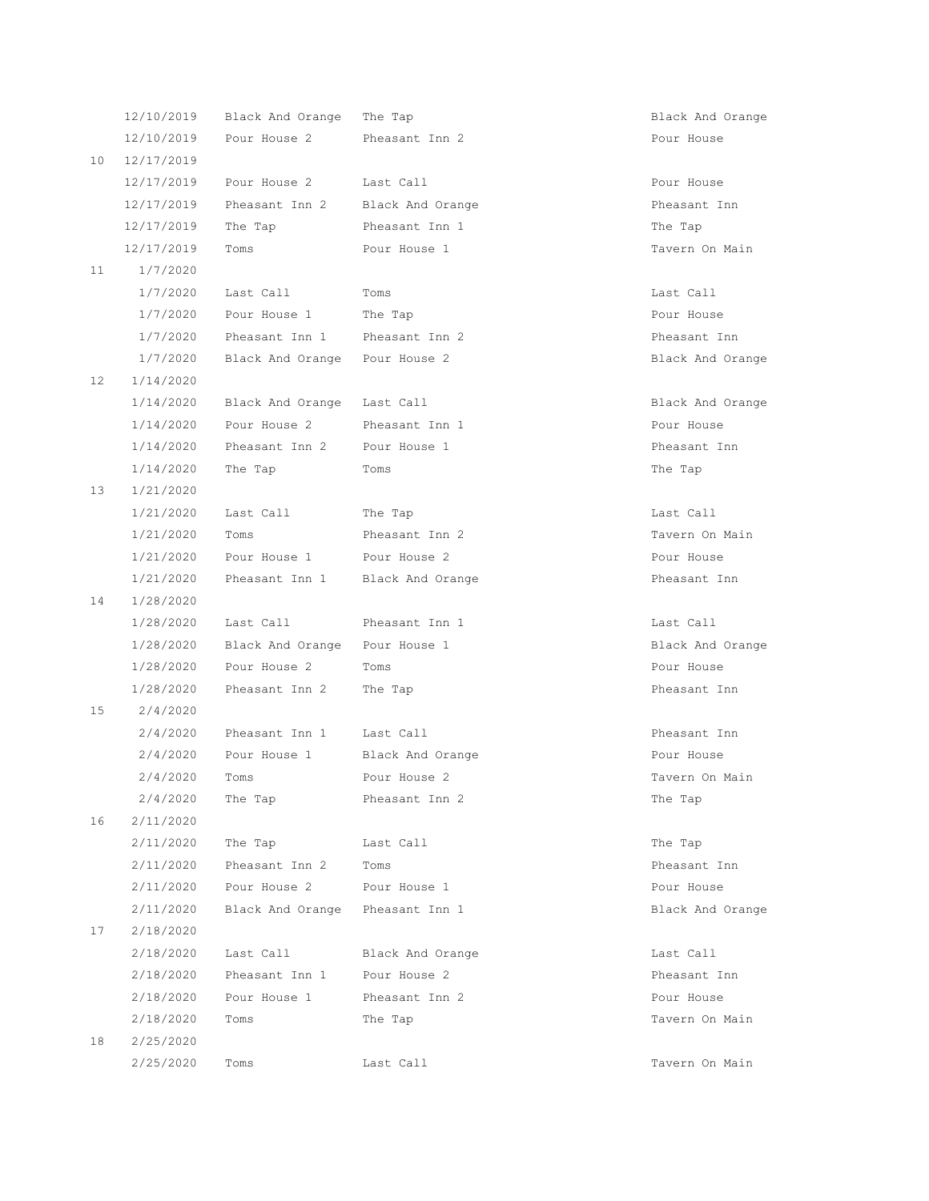| | | | | |
|---|---|---|---|---|
| | 12/10/2019 | Black And Orange | The Tap | Black And Orange |
| | 12/10/2019 | Pour House 2 | Pheasant Inn 2 | Pour House |
| 10 | 12/17/2019 | | | |
| | 12/17/2019 | Pour House 2 | Last Call | Pour House |
| | 12/17/2019 | Pheasant Inn 2 | Black And Orange | Pheasant Inn |
| | 12/17/2019 | The Tap | Pheasant Inn 1 | The Tap |
| | 12/17/2019 | Toms | Pour House 1 | Tavern On Main |
| 11 | 1/7/2020 | | | |
| | 1/7/2020 | Last Call | Toms | Last Call |
| | 1/7/2020 | Pour House 1 | The Tap | Pour House |
| | 1/7/2020 | Pheasant Inn 1 | Pheasant Inn 2 | Pheasant Inn |
| | 1/7/2020 | Black And Orange | Pour House 2 | Black And Orange |
| 12 | 1/14/2020 | | | |
| | 1/14/2020 | Black And Orange | Last Call | Black And Orange |
| | 1/14/2020 | Pour House 2 | Pheasant Inn 1 | Pour House |
| | 1/14/2020 | Pheasant Inn 2 | Pour House 1 | Pheasant Inn |
| | 1/14/2020 | The Tap | Toms | The Tap |
| 13 | 1/21/2020 | | | |
| | 1/21/2020 | Last Call | The Tap | Last Call |
| | 1/21/2020 | Toms | Pheasant Inn 2 | Tavern On Main |
| | 1/21/2020 | Pour House 1 | Pour House 2 | Pour House |
| | 1/21/2020 | Pheasant Inn 1 | Black And Orange | Pheasant Inn |
| 14 | 1/28/2020 | | | |
| | 1/28/2020 | Last Call | Pheasant Inn 1 | Last Call |
| | 1/28/2020 | Black And Orange | Pour House 1 | Black And Orange |
| | 1/28/2020 | Pour House 2 | Toms | Pour House |
| | 1/28/2020 | Pheasant Inn 2 | The Tap | Pheasant Inn |
| 15 | 2/4/2020 | | | |
| | 2/4/2020 | Pheasant Inn 1 | Last Call | Pheasant Inn |
| | 2/4/2020 | Pour House 1 | Black And Orange | Pour House |
| | 2/4/2020 | Toms | Pour House 2 | Tavern On Main |
| | 2/4/2020 | The Tap | Pheasant Inn 2 | The Tap |
| 16 | 2/11/2020 | | | |
| | 2/11/2020 | The Tap | Last Call | The Tap |
| | 2/11/2020 | Pheasant Inn 2 | Toms | Pheasant Inn |
| | 2/11/2020 | Pour House 2 | Pour House 1 | Pour House |
| | 2/11/2020 | Black And Orange | Pheasant Inn 1 | Black And Orange |
| 17 | 2/18/2020 | | | |
| | 2/18/2020 | Last Call | Black And Orange | Last Call |
| | 2/18/2020 | Pheasant Inn 1 | Pour House 2 | Pheasant Inn |
| | 2/18/2020 | Pour House 1 | Pheasant Inn 2 | Pour House |
| | 2/18/2020 | Toms | The Tap | Tavern On Main |
| 18 | 2/25/2020 | | | |
| | 2/25/2020 | Toms | Last Call | Tavern On Main |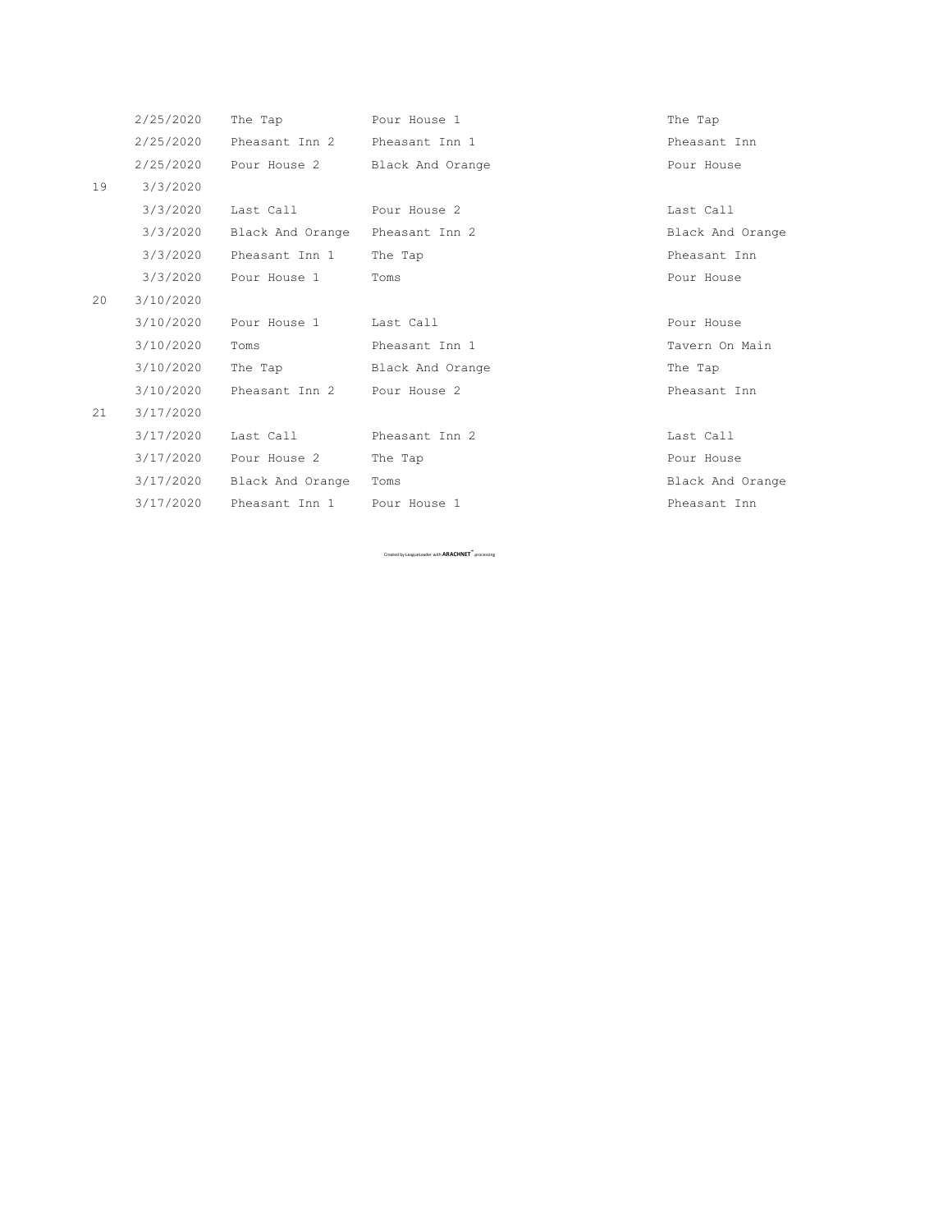| | | | | |
|---|---|---|---|---|
| | 2/25/2020 | The Tap | Pour House 1 | The Tap |
| | 2/25/2020 | Pheasant Inn 2 | Pheasant Inn 1 | Pheasant Inn |
| | 2/25/2020 | Pour House 2 | Black And Orange | Pour House |
| 19 | 3/3/2020 | | | |
| | 3/3/2020 | Last Call | Pour House 2 | Last Call |
| | 3/3/2020 | Black And Orange | Pheasant Inn 2 | Black And Orange |
| | 3/3/2020 | Pheasant Inn 1 | The Tap | Pheasant Inn |
| | 3/3/2020 | Pour House 1 | Toms | Pour House |
| 20 | 3/10/2020 | | | |
| | 3/10/2020 | Pour House 1 | Last Call | Pour House |
| | 3/10/2020 | Toms | Pheasant Inn 1 | Tavern On Main |
| | 3/10/2020 | The Tap | Black And Orange | The Tap |
| | 3/10/2020 | Pheasant Inn 2 | Pour House 2 | Pheasant Inn |
| 21 | 3/17/2020 | | | |
| | 3/17/2020 | Last Call | Pheasant Inn 2 | Last Call |
| | 3/17/2020 | Pour House 2 | The Tap | Pour House |
| | 3/17/2020 | Black And Orange | Toms | Black And Orange |
| | 3/17/2020 | Pheasant Inn 1 | Pour House 1 | Pheasant Inn |

Created by LeagueLeader with **ARACHNET**™ processing